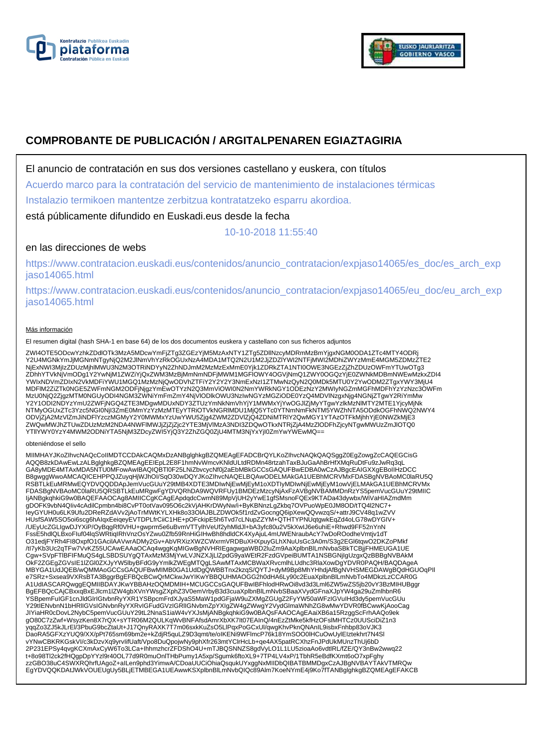# COMPROBANTE DE PUBLICACIÓN / ARGITALPENAREN EGIAZTAGIRIA

El anuncio de contratación en sus dos versiones castellano y euskera, con títulos

Acuerdo marco para la contratación del servicio de mantenimiento de instalaciones térmicas

Instalazio termikoen mantentze zerbitzua kontratatzeko esparru akordioa.

está públicamente difundido en Euskadi.eus desde la fecha

10-10-2018 11:55:40

en las direcciones de webs

https://www.contratacion.euskadi.eus/contenidos/anuncio_contratacion/expjaso14065/es_doc/es_arch_expjaso14065.html

https://www.contratacion.euskadi.eus/contenidos/anuncio_contratacion/expjaso14065/eu_doc/eu_arch_expjaso14065.html

Más información

El resumen digital (hash SHA-1 en base 64) de los dos documentos euskera y castellano con sus ficheros adjuntos

ZWI4OTE5ODcwYzhkZDdlOTk3MzA5MDcwYmFjZTg3ZGEzYjM5MzAxNTY1ZTg5ZDllNzcyMDRmMzBmYjgxNGM0ODA1ZTc4MTY4ODRjY2U4MGNkYmJjMGNmNTgyNjQ2M2JlNmVhYzRkOGUxNzA4MDA1MTQ2N2U1M2JjZDZlYWI2NTFjMWI2MDhiZWYzMmE4MGM5ZDMzZTE2NjExNWI3MjIzZDUzMjhlMWU3N2M3OTRiNDYyN2ZhNDJmM2MzMzExMmE0Yjk1ZDRkZTA1NTI0OWE3NGEzZjZhZDUzOWFmYTUwOTg3ZDhhYTVkNjVmODg1Y2YwNjM1ZWZiYjQxZWM3MzBjMmNmNDFjMWM1MGFlOWY4OGVjNmQ1ZWY0OGQzYjE0ZWNkMDBmNWEwMzkxZDI4YWIxNDVmZDIxN2VkMDFiYWU1MGQ1MzMzNjQwODVhZTFiY2Y2Y2Y3NmExNzI1ZTMwNzQyN2Q0MDk5MTU0Y2YwODM2ZTgxYWY3MjU4MDFlM2ZiZTk0NGE5ZWFmNGM2ODFjNjgzYmEwOTYzN2Q3MmViOWI0N2NmYWRkNGY1ODEzNzY2MWIyNGZmMGFhMDFhYzYzNzc3OWFmMzU0NjQ2ZjgzMTM0NGUyODI4NGM3NWNiYmFmZmY4NjVlODlkOWU3NzIwNGYzMGZiODE0YzQ4MDVlNzgxNjg4NGNjZTgwY2RiYmMwY2Y1ODI2NDYzYmU2ZWFjNGQ4ZTE3MDgwMDUxNDY3ZTUzYmNkNmVhYjY1MWMxYjYwOGJlZjMyYTgwYzlkMzNlMTY2MTE1YjcyMjNkNTMyOGUxZTc3Yzc5NGI0NjI3ZmE0MmYzYzMzMTEyYTRiOTVkNGRlMDU1MjQ5YTc0YTNmNmFkNTM5YWZhNTA5ODdkOGFhNWQ2NWY4ODVjZjA2MzVlZmJiNDFlYzczMGMyY2Y0MWMxYzUwYWU5Zjg4ZWM2ZDVlZjQ4ZDNiMTRlY2QwMGY1YTAzOTFkMjhhYjE0NWZkMjE3ZWQwMWJhZTUwZDUzMzM2NDA4NWFlMWJjZjZjZjc2YTE3MjVlMzA3NDI3ZDQwOTkxNTRjZjA4MzZlODFhZjcyNTgwMWUzZmJlOTQ0YTlYWY0YzY4MWM2ODNiYTA5NjM3ZDcyZWI5YjQ3Y2ZhZGQ0ZjU4MTM3NjYxYjI0ZmYwYWEwMQ==

obteniéndose el sello

MIIMHAYJKoZIhvcNAQcCoIIMDTCCDAkCAQMxDzANBglghkgBZQMEAgEFADCBrQYLKoZIhvcNAQkQAQSggZ0EgZowgZcCAQEGCisGAQQB8zkDAwEwLzALBglghkgBZQMEAgEEIEpL2E8F1hmNvWmcvKNldULtdRDMn48rtzahTaxBJuGaAhBrHfXMqRuDtFu9zJwRq3qLGA8yMDE4MTAxMDA5NTU0MFowAwIBAQIQBTI0F25LNiZbvcycNf0j2aEbMBkGCCsGAQUFBwEDBA0wCzAJBgcEAIGXXgEBoIIHzDCCB8gwggWwoAMCAQICEHPPQJZuyqHjWJhOl/SqO30wDQYJKoZIhvcNAQELBQAwODELMAkGA1UEBhMCRVMxFDASBgNVBAoMC0laRU5QRSBTLkEuMRMwEQYDVQQDDApJemVucGUuY29tMB4XDTE3MDIwNjEwMjEyM1oXDTIyMDIwNjEwMjEyM1owVjELMAkGA1UEBhMCRVMxFDASBgNVBAoMC0laRU5QRSBTLkEuMRgwFgYDVQRhDA9WQVRFUy1BMDEzMzcyNjAxFzAVBgNVBAMMDnRzYS5pemVucGUuY29tMIICIjANBgkqhkiG9w0BAQEFAAOCAg8AMIICCgKCAgEApdqdcCwmN89MpVjUH2yYwE1gfSMsnoFQEx9KTADa43dywbx/WiVaHIAZmdMmgDOFK9vbN4QIiv4cAdilCpmbn4bi8CvPT0otVav095O6c2kVjAHKrDWyNw/i+ByKBNnzLgZkbq7OVPuoWpE0JM8OD/tTQ4l2NC7+IeyGYUH0u6LK9Ufu2DReRZdAVv2jAoTrMWtKYLXHk8o33OlAJBLZDWOk5f1rdZvGocngQ6ipXewQQvwzqS/+attrJ9CV48q1wZVVHUsfSAW5SO5oi6scg6hAIqxEeiqeyEVTDPLfrCiiC1HE+pOFckipE5h6Tvd7cLNupZZYM+QTHTYPNUqtgwkEqZd4oLG78wDYGIV+/UEyUcZGLlgwDJYXiP/OyBqgRf0VHU+gwprm5e6uBvmVTTylhVeUf2yhMldJI+bA3yfc80u2V5kXwlJ6e6uhiE+Rhwd9FF52nYnNFssE5hdlQLBxoFluf04lqSWRtiqIRhVnzOsYZwu0Zfb59RnHiGIHwBh8hdldCK4XyAjuL4mUWENraubAcY7wDoROodheVmtjv1dTO31edjFYRh4FI8OxpfO1GAciIAAVwrADMy2Gv+AbVRXizXWZCWxrmVRDBuXHXpuyGLhXNuUsGc3A0m/S3g2EGl6tqwO2DKZoPMkf/tI7yKb3Uc2qTFw7VvKZ55UCAwEAAaOCAq4wggKqMIGwBgNVHRIEgagwgaWBD2luZm9AaXplbnBlLmNvbaSBkTCBjjFHMEUGA1UECgw+SVpFTlBFIFMuQS4gLSBDSUYgQTAxMzM3MjYwLVJNZXJjLlZpdG9yaWEtR2FzdGVpeiBUMTA1NSBGNjlgUzgxQzBBBgNVBAkMOkF2ZGEgZGVsIE1lZGl0ZXJyYW5lbyBFdG9yYmlkZWEgMTQgLSAwMTAxMCBWaXRvcmlhLUdhc3RlaXowDgYDVR0PAQH/BAQDAgeAMBYGA1UdJQEB/wQMMAoGCCsGAQUFBwMIMB0GA1UdDgQWBBTnx2kzqS/QYTJ+dyM9Bp8MhYHhdjAfBgNVHSMEGDAWgBQdHGUOqPlle7SRz+Sxsea9VXRsBTA3BggrBgEFBQcBCwQrMCkwJwYIKwYBBQUHMAOGG2h0dHA6Ly90c2EuaXplbnBlLmNvbTo4MDkzLzCCAR0GA1UdIASCARQwggEQMIIBDAYJKwYBBAHzOQMDMIH+MCUGCCsGAQUFBwIBFhlodHRwOi8vd3d3Lml6ZW5wZS5jb20vY3BzMIHUBggrBgEFBQcCAjCBxxqBxEJlcm1lZW4gbXVnYWsgZXphZ3V0emVrbyB3d3cuaXplbnBlLmNvbSBaaXVydGFnaXJpYW4ga29uZmlhbnR6YSBpemFuIGF1cnJldGlrIGtvbnRyYXR1YSBpcmFrdXJyaS5MaW1pdGFjaW9uZXMgZGUgZ2FyYW50aWFzIGVuIHd3dy5pemVucGUuY29tIENvbnN1bHRlIGVsIGNvbnRyYXRvIGFudGVzIGRlIGNvbmZpYXIgZW4gZWwgY2VydGlmaWNhZG8wMwYDVR0fBCwwKjAooCagJIYiaHR0cDovL2NybC5pemVucGUuY29tL2NnaS1iaW4vYXJsMjANBgkqhkiG9w0BAQsFAAOCAgEAaiXB6a15RzggScFrhAAQo9ekgO80C7zZwf+WsyzKen8X7rQX+sYTR06M2QULKqWvBNRAfsdAmrXbXK7lt07EAlnQ/4nEzZtMke5kfHzOFslMHTCz0UUSciDiZ1n3yqqZo3ZJ5kJLrEl/3PbuG9bcZtaUt+J17QnyRAXK7T7m06sxkKuZsO5LlPqxPoGCxUl/qwgKhvPknQNAnIL9isbxFnhbp83oVJK3DaoRA5GFXzYUQ9/XX/pPt765sm69bm2e+kZdjR5quLZ9D3qmt/te/oIKENi9WFlmcP76k18YmSOO0lHCuOwUylElztekhrt7N4SlvYNwCBKRKGskVI/c3kDzvXq9yrvIifUaft/Vpo8DuQpojwNy9phXfr263mtYClrHcLb+qe4AX5patRCXhzFnJPdUkMUnzThUj6bD2P231EPSy4qvgKCXmAxCyW6To3LCa+IhhmzhcrZFDShO4U+mTJBQSNNZS8gdVyLO1L1LU5zioaAo6vdtlRL/fZE/QY3nBw2wwq22t+8o98Tl2ck2fHQgpDpYYzl9r40OL77d9R0muOnlTHbPumy1A5xp/Sgumk6ftoXL9+7TP4LV4xP/1TbhR5eBdfKXmt6oO7xpFghyzzGBO38uC4SWXRQhrfUAgoZ+aILen9phd3YimwA/CDoaUUCiOhiaQsqukUYxggNxMIIDbQIBATBMMDgxCzAJBgNVBAYTAkVTMRQwEgYDVQQKDAtJWkVOUEUgUy5BLjETMBEGA1UEAwwKSXplbnBlLmNvbQIQc89Alm7KoeNYmE4j9Ko7fTANBglghkgBZQMEAgEFAKCB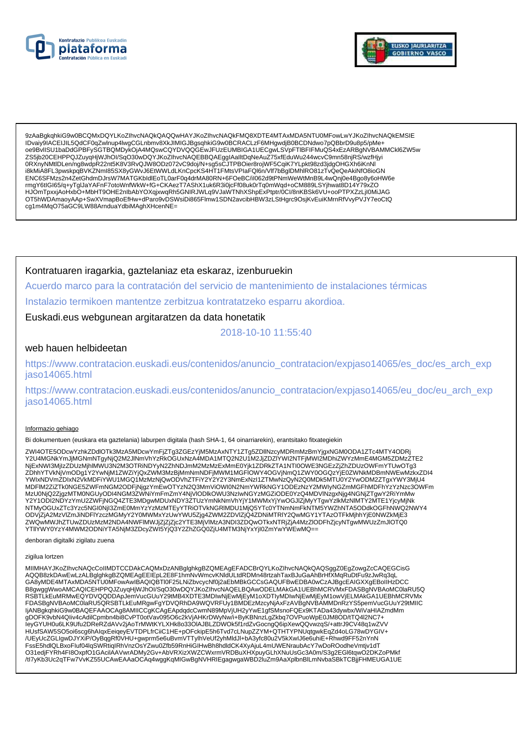9zAaBgkqhkiG9w0BCQMxDQYLKoZIhvcNAQkQAQQwHAYJKoZIhvcNAQkFMQ8XDTE4MTAxMDA5NTU0MFowLwYJKoZIhvcNAQkEMSIE
IDvaiy9IACEIJIL5QdCF0qZwlnup4lwgCGLnbmv8XkJIMIGJBgsqhkiG9w0BCRACLzF6MHgwdjB0BCDNdwo7pQBbrD9u8p5/pMe+
oe9BvlISU1baDdGPBFySGTBQMDykOjA4MQswCQYDVQQGEwJFUzEUMBIGA1UECgwLSVpFTlBFIFMuQS4xEzARBgNVBAMMCkl6ZW5w
ZS5jb20CEHPPQJZuyqHjWJhOI/SqO30wDQYJKoZIhvcNAQEBBQAEggIAaIltDqNeAuZ75xfEduWu244wcvC9mn58njRS/wzfHjyi
0RXnyNMtlDLen/ng8wdpR22nt5K8V3RvQJW8ODz072vC9doj/N+sg5sCJTPBOier8rojWF5CqiK7YLpkt98zd3jdgOHGXh6iKnNl
i8kMiA8FL3pwskpqBVKZNmI85SX8yGWvJ6EtWWLdLKnCpcKS4HT1FMtsVPIaFQl6n/Vlf7bBglDMhlRO81zTvQeQeAkiNfO8ioGN
ENC6SFMzs2n4ZetGhdmDJrsW7MATGKbldlEoTL0arF0q4drMA80RN+6FOeBC/iI062d9tPNmWeWtMnB9L4wQnj0e4Bgo8y6oHW6e
rmgY6tIGI65/q+yTglJaYAFnF7otoWnfWkW+fG+CKAezT7AShX1uk6R3i0jcFf08uk0rTq0mWqd+oCM889LSYjhwat8D14Y79xZO
HJOmTpxxjAoHxbO+MbHT9OHE2nlbAbYOXqjxwqRh5GNIRJWLq9VJaWTNhXShpExPtptr/0CI/8nKBSk6VU+ooPTPXZzLjI0MiJAG
OT5hWDAmaoyAAp+SwXVmapBoEfHw+dParo9vDSWsiDi865Flmw1SDN2avcibHBW3zLStHgrc9OsjKvEuiKMrnRfVvyPVJY7eoCtQ
cg1m4MqO75aGC9LW88ArnduaYdbiMAghXHcenNE=

Kontratuaren iragarkia, gaztelaniaz eta eskaraz, izenburuekin

Acuerdo marco para la contratación del servicio de mantenimiento de instalaciones térmicas

Instalazio termikoen mantentze zerbitzua kontratatzeko esparru akordioa.

Euskadi.eus webgunean argitaratzen da data honetatik

2018-10-10 11:55:40

web hauen helbideetan

https://www.contratacion.euskadi.eus/contenidos/anuncio_contratacion/expjaso14065/es_doc/es_arch_expjaso14065.html

https://www.contratacion.euskadi.eus/contenidos/anuncio_contratacion/expjaso14065/eu_doc/eu_arch_expjaso14065.html

Informazio gehiago

Bi dokumentuen (euskara eta gaztelania) laburpen digitala (hash SHA-1, 64 oinarriarekin), erantsitako fitxategiekin

ZWI4OTE5ODcwYzhkZDdlOTk3MzA5MDcwYmFjZTg3ZGEzYjM5MzAxNTY1ZTg5ZDllNzcyMDRmMzBmYjgxNGM0ODA1ZTc4MTY4ODRj
Y2U4MGNkYmJjMGNmNTgyNjQ2M2JlNmVhYzRkOGUxNzA4MDA1MTQ2N2U1M2JjZDZlYWI2NTFjMWI2MDhiZWYzMmE4MGM5ZDMzZTE2
NjExNWI3MjIzZDUzMjhlMWU3N2M3OTRiNDYyN2ZhNDJmM2MzMzExMmE0Yjk1ZDRkZTA1NTI0OWE3NGEzZjZhZDUzOWFmYTUwOTg3
ZDhhYTVkNjVmODg1Y2YwNjM1ZWZiYjQxZWM3MzBjMmNmNDFjMWM1MGFlOWY4OGVjNmQ1ZWY0OGQzYjE0ZWNkMDBmNWEwMzkxZDI4
YWIxNDVmZDIxN2VkMDFiYWU1MGQ1MzMzNjQwODVhZTFiY2Y2Y2Y3NmExNzI1ZTMwNzQyN2Q0MDk5MTU0Y2YwODM2ZTgxYWY3MjU4
MDFlM2ZiZTk0NGE5ZWFmNGM2ODFjNjgzYmEwOTYzN2Q3MmViOWI0N2NmYWRkNGY1ODEzNzY2MWIyNGZmMGFhMDFhYzYzNzc3OWFm
MzU0NjQ2ZjgzMTM0NGUyODI4NGM3ZWNiYmFmZmY4NjVlODlkOWU3NzIwNGYzMGZiODE0YzQ4MDVlNzgxNjg4NGNjZTgwY2RiYmMw
Y2Y1ODI2NDYzYmU2ZWFjNGQ4ZTE3MDgwMDUxNDY3ZTUzYmNkNmVhYjY1MWMxYjYwOGJlZjMyYTgwYzlkMzNlMTY2MTE1YjcyMjNk
NTMyOGUxZTc3Yzc5NGI0NjI3ZmE0MmYzYzMzMTEyYTRiOTVkNGRlMDU1MjQ5YTc0YTNmNmFkNTM5YWZhNTA5ODdkOGFhNWQ2NWY4
ODVjZjA2MzVlZmJiNDFlYzczMGMyY2Y0MWMxYzUwYWU5Zjg4ZWM2ZDVlZjQ4ZDNiMTRlY2QwMGY1YTAzOTFkMjhhYjE0NWZkMjE3
ZWQwMWJhZTUwZDUzMzM2NDA4NWFlMWJjZjZjZjc2YTE3MjVlMzA3NDI3ZDQwOTkxNTRjZjA4MzZlODFhZjcyNTgwMWUzZmJlOTQ0
YTllYWY0YzY4MWM2ODNiYTA5NjM3ZDcyZWI5YjQ3Y2ZhZGQ0ZjU4MTM3NjYxYjI0ZmYwYWEwMQ==

denboran digitalki zigilatu zuena

zigilua lortzen

MIIMHAYJKoZIhvcNAQcCoIIMDTCCDAkCAQMxDzANBglghkgBZQMEAgEFADCBrQYLKoZIhvcNAQkQAQSggZ0EgZowgZcCAQEGCisG
AQQB8zkDAwEwLzALBglghkgBZQMEAgEEIEpL2E8F1hmNvWmcvKNldULtdRDMn48rtzahTaxBJuGaAhBrHfXMqRuDtFu9zJwRq3qL
GA8yMDE4MTAxMDA5NTU0MFowAwIBAQIQBTl0F25LNiZbvcycNf0j2aEbMBkGCCsGAQUFBwEDBA0wCzAJBgcEAIGXXgEBoIIHzDCC
B8gwggWwoAMCAQICEHPPQJZuyqHjWJhOI/SqO30wDQYJKoZIhvcNAQELBQAwODELMAkGA1UEBhMCRVMxFDASBgNVBAoMC0laRU5Q
RSBTLkEuMRMwEQYDVQQDDApJemVucGUuY29tMB4XDTE3MDIwNjEwMjEyM1oXDTIyMDIwNjEwMjEyM1owVjELMAkGA1UEBhMCRVMx
FDASBgNVBAoMC0laRU5QRSBTLkEuMRgwFgYDVQRhDA9WQVRFUy1BMDEzMzcyNjAxFzAVBgNVBAMMDnRzYS5pemVucGUuY29tMIIC
IjANBgkqhkiG9w0BAQEFAAOCAg8AMIICCgKCAgEApdqdcCwmN89MpVjUH2yYwE1gfSMsnoFQEx9KTADa43dywbx/WiVaHIAZmdMm
gDOFK9vbN4Qliv4cAdilCpmbn4bi8CvPT0otVav095O6c2kVjAHKDWyNw/i+ByKBNnzLgZkbq7OVPuoWpE0JM8OD/tTQ4I2NC7+
IeyGYUH0u6LK9Ufu2DReRZdAVv2jAoTrMWtKYLXHk8o33OlAJBLZDWOk5f1rdZvGocngQ6ipXewQQvwzqS/+attrJ9CV48q1wZVV
HUsfSAW5SO5oi6scg6hAIqxEeiqeyEVTDPLfrCiiC1HE+pOFckipE5h6Tvd7cLNupZZYM+QTHTYPNUqtgwkEqZd4oLG78wDYGIV+
/UEyUcZGLlgwDJYXiP/OyBqgRf0VHU+gwprm5e6uBvmVTTylhVeUf2yhMldJl+bA3yfc80u2V5kXwlJ6e6uhiE+Rhwd9FF52nYnN
FssE5hdlQLBxoFIuf04lqSWRtiqIRhVnzOsYZwu0Zfb59RnHiGIHwBh8hdldCK4XyAjuL4mUWENraubAcY7wDoROodheVmtjv1dT
O31edjFYRh4FI8OxpfO1GAciIAAVwrADMy2Gv+AbVRXizXWZCWxrmVRDBuXHXpuyGLhXNuUsGc3A0m/S3g2EGl6tqwO2DKZoPMkf
/tI7yKb3Uc2qTFw7VvKZ55UCAwEAAaOCAq4wggKqMIGwBgNVHRIEgagwgaWBD2luZm9AaXplbnBlLmNvbaSBkTCBjjFHMEUGA1UE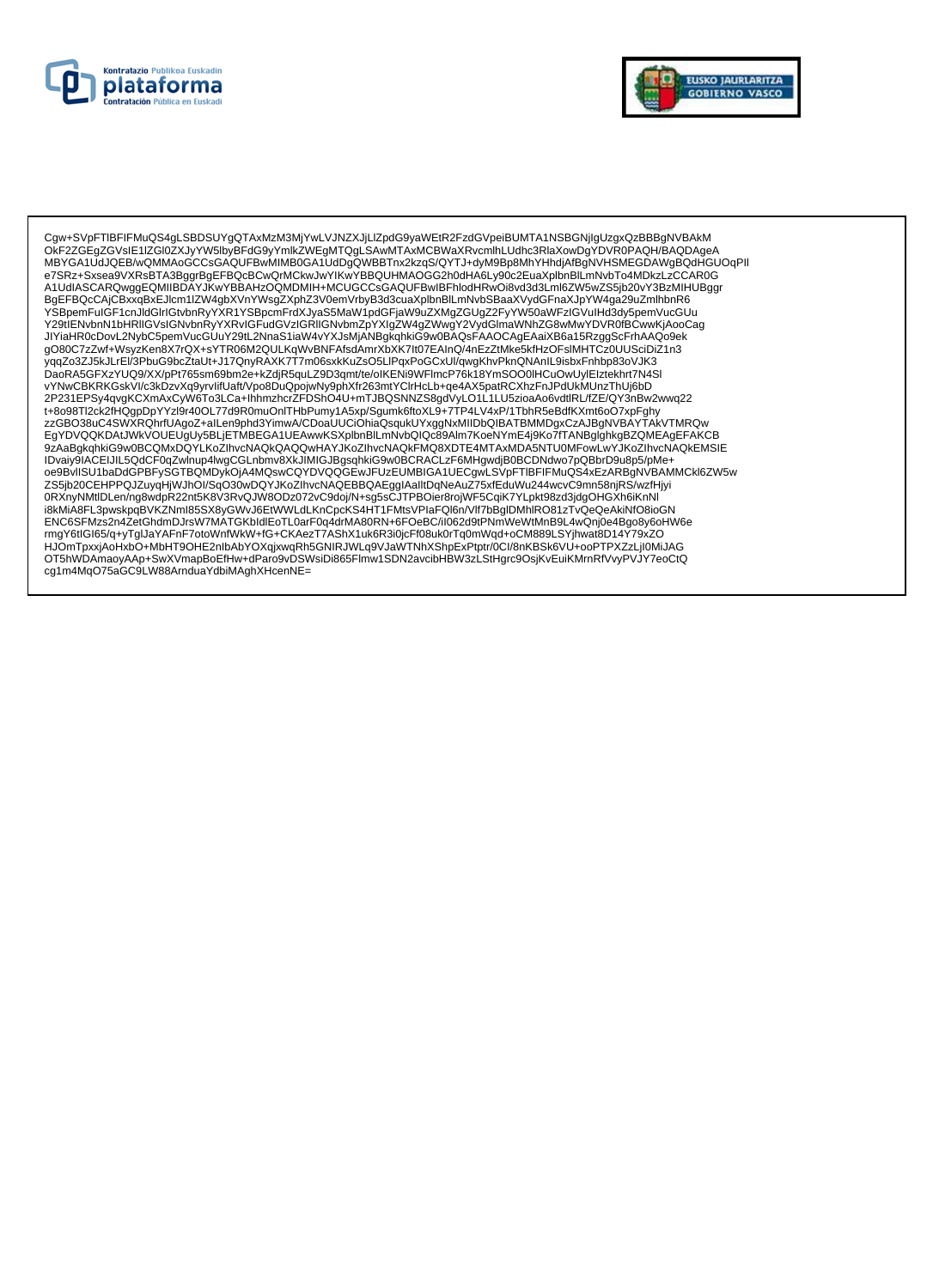Cgw+SVpFTlBFlFMuQS4gLSBDSUYgQTAxMzM3MjYwLVJNZXJjLlZpdG9yaWEtR2FzdGVpeiBUMTA1NSBGNjlgUzgxQzBBBgNVBAkM
OkF2ZGEgZGVsIE1lZGl0ZXJyYW5lbyBFdG9yYmlkZWEgMTQgLSAwMTAxMCBWaXRvcmlhLUdhc3RlaXowDgYDVR0PAQH/BAQDAgeA
MBYGA1UdJQEB/wQMMAoGCCsGAQUFBwMIMB0GA1UdDgQWBBTnx2kzqS/QYTJ+dyM9Bp8MhYHhdjAfBgNVHSMEGDAWgBQdHGUOqPlI
e7SRz+Sxsea9VXRsBTA3BggrBgEFBQcBCwQrMCkwJwYIKwYBBQUHMAOGG2h0dHA6Ly90c2EuaXplbnBlLmNvbTo4MDkzLzCCAR0G
A1UdIASCARQwggEQMIIBDAYJKwYBBAHzOQMDMIH+MCUGCCsGAQUFBwIBFhlodHRwOi8vd3d3Lml6ZW5wZS5jb20vY3BzMIHUBggr
BgEFBQcCAjCBxxqBxEJlcm1lZW4gbXVnYWsgZXphZ3V0emVrbyB3d3cuaXplbnBlLmNvbSBaaXVydGFnaXJpYW4ga29uZmlhbnR6
YSBpemFuIGF1cnJldGlrIGtvbnRyYXR1YSBpcmFrdXJyaS5MaW1pdGFjaW9uZXMgZGUgZ2FyYW50aWFzIGVuIHd3dy5pemVucGUu
Y29tIENvbnN1bHRlIGVsIGNvbnRyYXRvIGFudGVzIGRlIGNvbmZpYXIgZW4gZWwgY2VydGlmaWNhZG8wMwYDVR0fBCwwKjAooCag
JIYiaHR0cDovL2NybC5pemVucGUuY29tL2NnaS1iaW4vYXJsMjANBgkqhkiG9w0BAQsFAAOCAgEAaiXB6a15RzggScFrhAAQo9ek
gO80C7zZwf+WsyzKen8X7rQX+sYTR06M2QULKqWvBNFAfsdAmrXbXK7lt07EAlnQ/4nEzZtMke5kfHzOFslMHTCz0UUSciDiZ1n3
yqqZo3ZJ5kJLrEl/3PbuG9bcZtaUt+J17QnyRAXK7T7m06sxkKuZsO5LlPqxPoGCxUl/qwgKhvPknQNAnIL9isbxFnhbp83oVJK3
DaoRA5GFXzYUQ9/XX/pPt765sm69bm2e+kZdjR5quLZ9D3qmt/te/oIKENi9WFlmcP76k18YmSOO0lHCuOwUylEIztekhrt7N4Sl
vYNwCBKRKGskVl/c3kDzvXq9yrvlifUaft/Vpo8DuQpojwNy9phXfr263mtYClrHcLb+qe4AX5patRCXhzFnJPdUkMUnzThUj6bD
2P231EPSy4qvgKCXmAxCyW6To3LCa+lhhmzhcrZFDShO4U+mTJBQSNNZS8gdVyLO1L1LU5zioaAo6vdtlRL/fZE/QY3nBw2wwq22
t+8o98Tl2ck2fHQgpDpYYzl9r40OL77d9R0muOnlTHbPumy1A5xp/Sgumk6ftoXL9+7TP4LV4xP/1TbhR5eBdfKXmt6oO7xpFghy
zzGBO38uC4SWXRQhrfUAgoZ+aILen9phd3YimwA/CDoaUUCiOhiaQsqukUYxggNxMIIDbQIBATBMMDgxCzAJBgNVBAYTAkVTMRQw
EgYDVQQKDAtJWkVOUEUgUy5BLjETMBEGA1UEAwwKSXplbnBlLmNvbQIQc89Alm7KoeNYmE4j9Ko7fTANBglghkgBZQMEAgEFAKCB
9zAaBgkqhkiG9w0BCQMxDQYLKoZIhvcNAQkQAQQwHAYJKoZIhvcNAQkFMQ8XDTE4MTAxMDA5NTU0MFowLwYJKoZIhvcNAQkEMSIE
IDvaiy9IACEIJIL5QdCF0qZwlnup4lwgCGLnbmv8XkJIMIGJBgsqhkiG9w0BCRACLzF6MHgwdjB0BCDNdwo7pQBbrD9u8p5/pMe+
oe9BvlISU1baDdGPBFySGTBQMDykOjA4MQswCQYDVQQGEwJFUzEUMBIGA1UECgwLSVpFTlBFIFMuQS4xEzARBgNVBAMMCkl6ZW5w
ZS5jb20CEHPPQJZuyqHjWJhOI/SqO30wDQYJKoZIhvcNAQEBBQAEggIAalltDqNeAuZ75xfEduWu244wcvC9mn58njRS/wzfHjyi
0RXnyNMtlDLen/ng8wdpR22nt5K8V3RvQJW8ODz072vC9doj/N+sg5sCJTPBOier8rojWF5CqiK7YLpkt98zd3jdgOHGXh6iKnNl
i8kMiA8FL3pwskpqBVKZNml85SX8yGWvJ6EtWWLdLKnCpcKS4HT1FMtsVPlaFQl6n/Vlf7bBglDMhlRO81zTvQeQeAkiNfO8ioGN
ENC6SFMzs2n4ZetGhdmDJrsW7MATGKbldlEoTL0arF0q4drMA80RN+6FOeBC/il062d9tPNmWeWtMnB9L4wQnj0e4Bgo8y6oHW6e
rmgY6tlGI65/q+yTglJaYAFnF7otoWnfWkW+fG+CKAezT7AShX1uk6R3i0jcFf08uk0rTq0mWqd+oCM889LSYjhwat8D14Y79xZO
HJOmTpxxjAoHxbO+MbHT9OHE2nlbAbYOXqjxwqRh5GNIRJWLq9VJaWTNhXShpExPtptr/0Cl/8nKBSk6VU+ooPTPXZzLjI0MiJAG
OT5hWDAmaoyAAp+SwXVmapBoEfHw+dParo9vDSWsiDi865Flmw1SDN2avcibHBW3zLStHgrc9OsjKvEuiKMrnRfVvyPVJY7eoCtQ
cg1m4MqO75aGC9LW88ArnduaYdbiMAghXHcenNE=